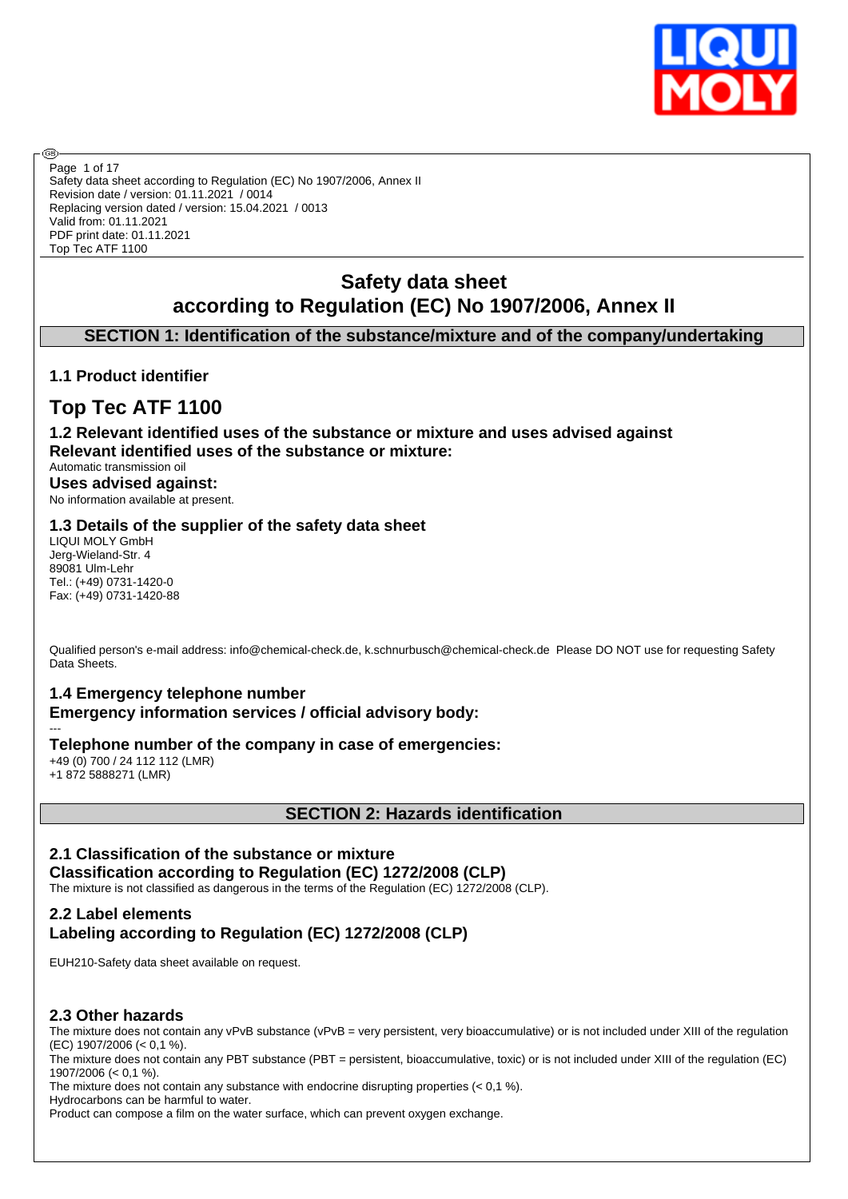# Safety data sheet according to Regulation (EC) No 1907/2006, Annex II

## SECTION 1: Identification of the substance/mixture and of the company/undertaking

### 1.1 Product identifier

# Top Tec ATF 1100

### 1.2 Relevant identified uses of the substance or mixture and uses advised against

**Relevant identified uses of the substance or mixture:**

Automatic transmission oil

**Uses advised against:**

No information available at present.

### 1.3 Details of the supplier of the safety data sheet

LIQUI MOLY GmbH
Jerg-Wieland-Str. 4
89081 Ulm-Lehr
Tel.: (+49) 0731-1420-0
Fax: (+49) 0731-1420-88

Qualified person's e-mail address: info@chemical-check.de, k.schnurbusch@chemical-check.de Please DO NOT use for requesting Safety Data Sheets.

### 1.4 Emergency telephone number

**Emergency information services / official advisory body:**

---

**Telephone number of the company in case of emergencies:**

+49 (0) 700 / 24 112 112 (LMR)
+1 872 5888271 (LMR)

## SECTION 2: Hazards identification

### 2.1 Classification of the substance or mixture

**Classification according to Regulation (EC) 1272/2008 (CLP)**

The mixture is not classified as dangerous in the terms of the Regulation (EC) 1272/2008 (CLP).

### 2.2 Label elements

**Labeling according to Regulation (EC) 1272/2008 (CLP)**

EUH210-Safety data sheet available on request.

### 2.3 Other hazards

The mixture does not contain any vPvB substance (vPvB = very persistent, very bioaccumulative) or is not included under XIII of the regulation (EC) 1907/2006 (< 0,1 %).

The mixture does not contain any PBT substance (PBT = persistent, bioaccumulative, toxic) or is not included under XIII of the regulation (EC) 1907/2006 (< 0,1 %).

The mixture does not contain any substance with endocrine disrupting properties (< 0,1 %).

Hydrocarbons can be harmful to water.

Product can compose a film on the water surface, which can prevent oxygen exchange.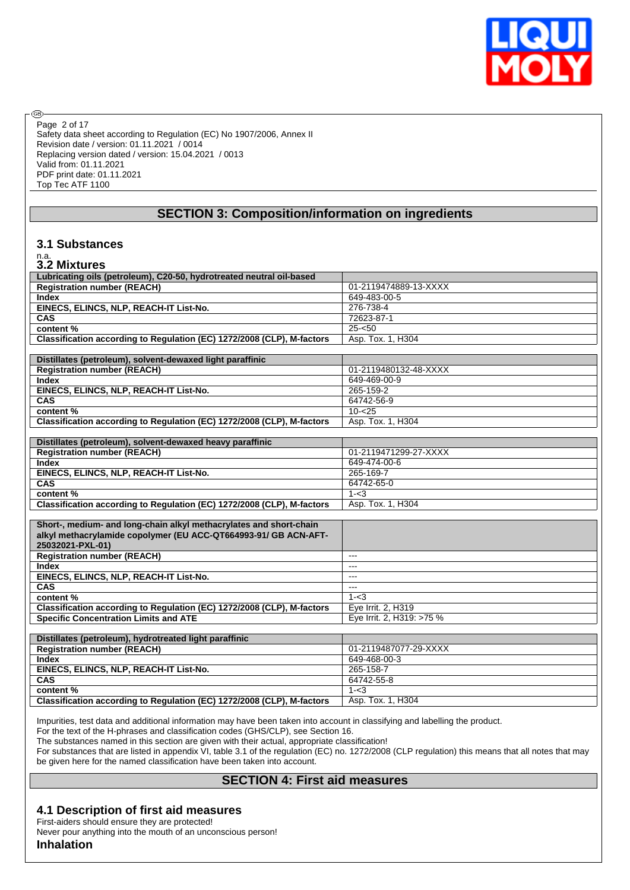## SECTION 3: Composition/information on ingredients

### 3.1 Substances

n.a.

### 3.2 Mixtures

| Lubricating oils (petroleum), C20-50, hydrotreated neutral oil-based | |
|---|---|
| **Registration number (REACH)** | 01-2119474889-13-XXXX |
| **Index** | 649-483-00-5 |
| **EINECS, ELINCS, NLP, REACH-IT List-No.** | 276-738-4 |
| **CAS** | 72623-87-1 |
| **content %** | 25-<50 |
| **Classification according to Regulation (EC) 1272/2008 (CLP), M-factors** | Asp. Tox. 1, H304 |

| Distillates (petroleum), solvent-dewaxed light paraffinic | |
|---|---|
| **Registration number (REACH)** | 01-2119480132-48-XXXX |
| **Index** | 649-469-00-9 |
| **EINECS, ELINCS, NLP, REACH-IT List-No.** | 265-159-2 |
| **CAS** | 64742-56-9 |
| **content %** | 10-<25 |
| **Classification according to Regulation (EC) 1272/2008 (CLP), M-factors** | Asp. Tox. 1, H304 |

| Distillates (petroleum), solvent-dewaxed heavy paraffinic | |
|---|---|
| **Registration number (REACH)** | 01-2119471299-27-XXXX |
| **Index** | 649-474-00-6 |
| **EINECS, ELINCS, NLP, REACH-IT List-No.** | 265-169-7 |
| **CAS** | 64742-65-0 |
| **content %** | 1-<3 |
| **Classification according to Regulation (EC) 1272/2008 (CLP), M-factors** | Asp. Tox. 1, H304 |

| Short-, medium- and long-chain alkyl methacrylates and short-chain alkyl methacrylamide copolymer (EU ACC-QT664993-91/ GB ACN-AFT-25032021-PXL-01) | |
|---|---|
| **Registration number (REACH)** | --- |
| **Index** | --- |
| **EINECS, ELINCS, NLP, REACH-IT List-No.** | --- |
| **CAS** | --- |
| **content %** | 1-<3 |
| **Classification according to Regulation (EC) 1272/2008 (CLP), M-factors** | Eye Irrit. 2, H319 |
| **Specific Concentration Limits and ATE** | Eye Irrit. 2, H319: >75 % |

| Distillates (petroleum), hydrotreated light paraffinic | |
|---|---|
| **Registration number (REACH)** | 01-2119487077-29-XXXX |
| **Index** | 649-468-00-3 |
| **EINECS, ELINCS, NLP, REACH-IT List-No.** | 265-158-7 |
| **CAS** | 64742-55-8 |
| **content %** | 1-<3 |
| **Classification according to Regulation (EC) 1272/2008 (CLP), M-factors** | Asp. Tox. 1, H304 |

Impurities, test data and additional information may have been taken into account in classifying and labelling the product.
For the text of the H-phrases and classification codes (GHS/CLP), see Section 16.
The substances named in this section are given with their actual, appropriate classification!
For substances that are listed in appendix VI, table 3.1 of the regulation (EC) no. 1272/2008 (CLP regulation) this means that all notes that may be given here for the named classification have been taken into account.

## SECTION 4: First aid measures

### 4.1 Description of first aid measures

First-aiders should ensure they are protected!
Never pour anything into the mouth of an unconscious person!

**Inhalation**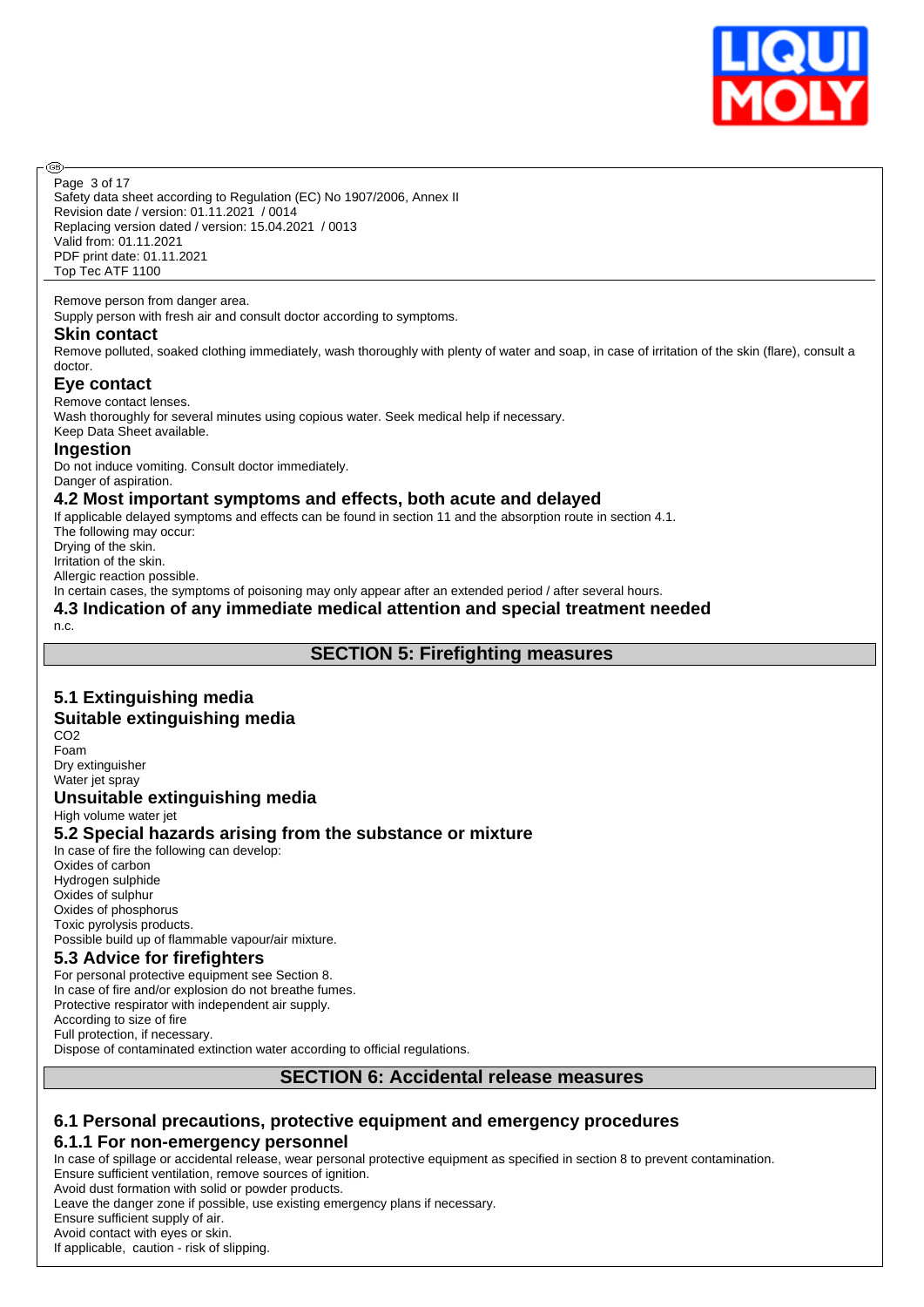Remove person from danger area.
Supply person with fresh air and consult doctor according to symptoms.

### Skin contact

Remove polluted, soaked clothing immediately, wash thoroughly with plenty of water and soap, in case of irritation of the skin (flare), consult a doctor.

### Eye contact

Remove contact lenses.
Wash thoroughly for several minutes using copious water. Seek medical help if necessary.
Keep Data Sheet available.

### Ingestion

Do not induce vomiting. Consult doctor immediately.
Danger of aspiration.

### 4.2 Most important symptoms and effects, both acute and delayed

If applicable delayed symptoms and effects can be found in section 11 and the absorption route in section 4.1.
The following may occur:
Drying of the skin.
Irritation of the skin.
Allergic reaction possible.
In certain cases, the symptoms of poisoning may only appear after an extended period / after several hours.

### 4.3 Indication of any immediate medical attention and special treatment needed

n.c.

## SECTION 5: Firefighting measures

### 5.1 Extinguishing media

### Suitable extinguishing media

$CO_2$
Foam
Dry extinguisher
Water jet spray

### Unsuitable extinguishing media

High volume water jet

### 5.2 Special hazards arising from the substance or mixture

In case of fire the following can develop:
Oxides of carbon
Hydrogen sulphide
Oxides of sulphur
Oxides of phosphorus
Toxic pyrolysis products.
Possible build up of flammable vapour/air mixture.

### 5.3 Advice for firefighters

For personal protective equipment see Section 8.
In case of fire and/or explosion do not breathe fumes.
Protective respirator with independent air supply.
According to size of fire
Full protection, if necessary.
Dispose of contaminated extinction water according to official regulations.

## SECTION 6: Accidental release measures

### 6.1 Personal precautions, protective equipment and emergency procedures

### 6.1.1 For non-emergency personnel

In case of spillage or accidental release, wear personal protective equipment as specified in section 8 to prevent contamination.
Ensure sufficient ventilation, remove sources of ignition.
Avoid dust formation with solid or powder products.
Leave the danger zone if possible, use existing emergency plans if necessary.
Ensure sufficient supply of air.
Avoid contact with eyes or skin.
If applicable, caution - risk of slipping.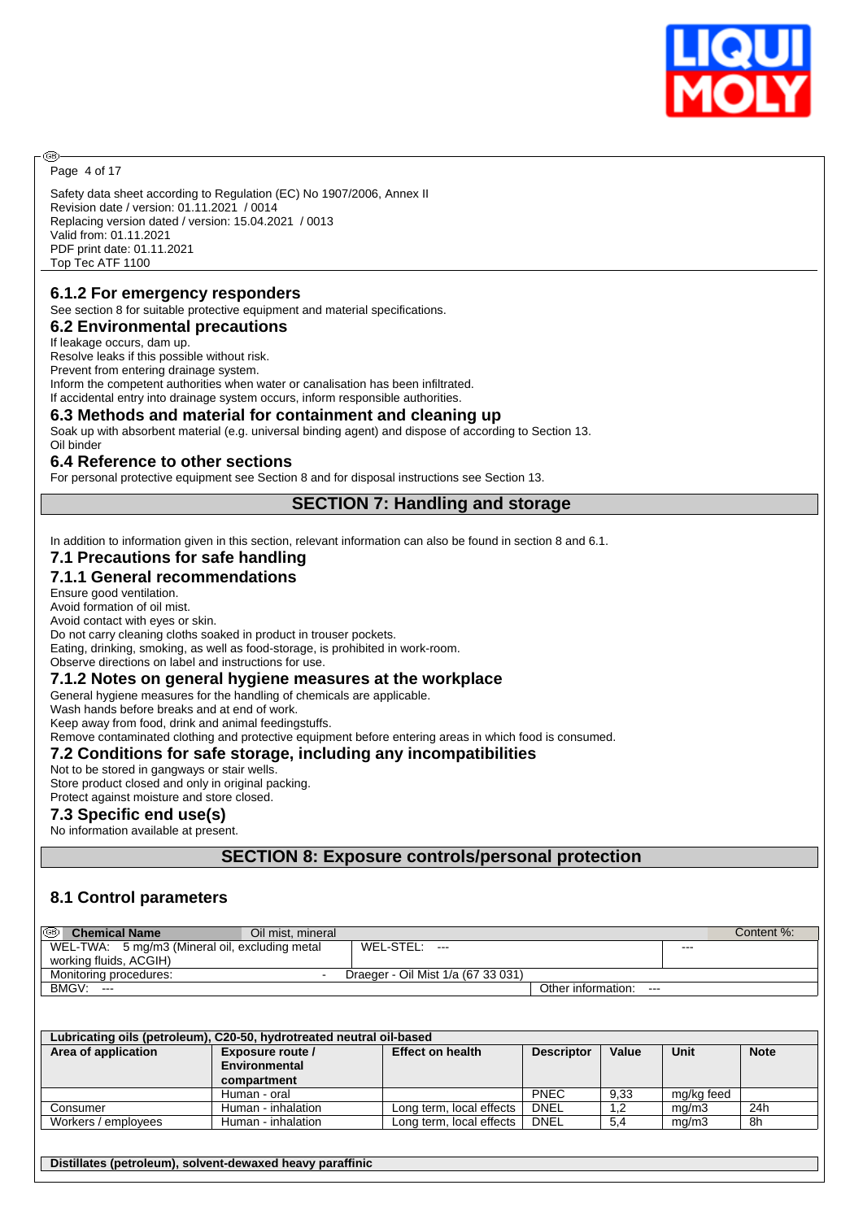Safety data sheet according to Regulation (EC) No 1907/2006, Annex II
Revision date / version: 01.11.2021 / 0014
Replacing version dated / version: 15.04.2021 / 0013
Valid from: 01.11.2021
PDF print date: 01.11.2021
Top Tec ATF 1100

### 6.1.2 For emergency responders

See section 8 for suitable protective equipment and material specifications.

### 6.2 Environmental precautions

If leakage occurs, dam up.
Resolve leaks if this possible without risk.
Prevent from entering drainage system.
Inform the competent authorities when water or canalisation has been infiltrated.
If accidental entry into drainage system occurs, inform responsible authorities.

### 6.3 Methods and material for containment and cleaning up

Soak up with absorbent material (e.g. universal binding agent) and dispose of according to Section 13.
Oil binder

### 6.4 Reference to other sections

For personal protective equipment see Section 8 and for disposal instructions see Section 13.

## SECTION 7: Handling and storage

In addition to information given in this section, relevant information can also be found in section 8 and 6.1.

### 7.1 Precautions for safe handling

### 7.1.1 General recommendations

Ensure good ventilation.
Avoid formation of oil mist.
Avoid contact with eyes or skin.
Do not carry cleaning cloths soaked in product in trouser pockets.
Eating, drinking, smoking, as well as food-storage, is prohibited in work-room.
Observe directions on label and instructions for use.

### 7.1.2 Notes on general hygiene measures at the workplace

General hygiene measures for the handling of chemicals are applicable.
Wash hands before breaks and at end of work.
Keep away from food, drink and animal feedingstuffs.
Remove contaminated clothing and protective equipment before entering areas in which food is consumed.

### 7.2 Conditions for safe storage, including any incompatibilities

Not to be stored in gangways or stair wells.
Store product closed and only in original packing.
Protect against moisture and store closed.

### 7.3 Specific end use(s)

No information available at present.

## SECTION 8: Exposure controls/personal protection

### 8.1 Control parameters

| **Chemical Name** | Oil mist, mineral | | Content %: |
|---|---|---|---|
| WEL-TWA: 5 mg/m3 (Mineral oil, excluding metal working fluids, ACGIH) | WEL-STEL: --- | | --- |
| Monitoring procedures: | - Draeger - Oil Mist 1/a (67 33 031) | | |
| BMGV: --- | | Other information: --- | |

| **Lubricating oils (petroleum), C20-50, hydrotreated neutral oil-based** | | | | | | |
|---|---|---|---|---|---|---|
| **Area of application** | **Exposure route / Environmental compartment** | **Effect on health** | **Descriptor** | **Value** | **Unit** | **Note** |
| | Human - oral | | PNEC | 9,33 | mg/kg feed | |
| Consumer | Human - inhalation | Long term, local effects | DNEL | 1,2 | mg/m3 | 24h |
| Workers / employees | Human - inhalation | Long term, local effects | DNEL | 5,4 | mg/m3 | 8h |

**Distillates (petroleum), solvent-dewaxed heavy paraffinic**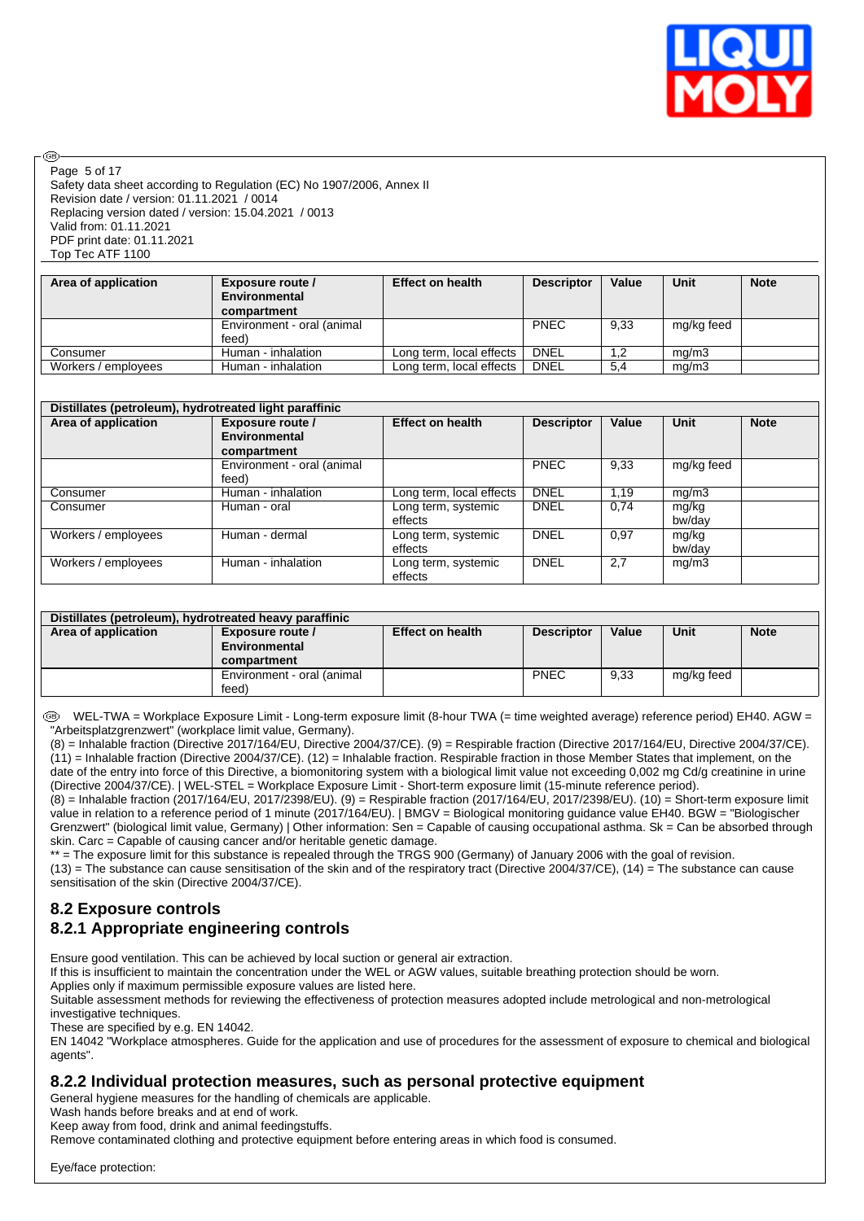Page 5 of 17
Safety data sheet according to Regulation (EC) No 1907/2006, Annex II
Revision date / version: 01.11.2021 / 0014
Replacing version dated / version: 15.04.2021 / 0013
Valid from: 01.11.2021
PDF print date: 01.11.2021
Top Tec ATF 1100

| Area of application | Exposure route / Environmental compartment | Effect on health | Descriptor | Value | Unit | Note |
|---|---|---|---|---|---|---|
| | Environment - oral (animal feed) | | PNEC | 9,33 | mg/kg feed | |
| Consumer | Human - inhalation | Long term, local effects | DNEL | 1,2 | mg/m3 | |
| Workers / employees | Human - inhalation | Long term, local effects | DNEL | 5,4 | mg/m3 | |

| Distillates (petroleum), hydrotreated light paraffinic | | | | | | |
|---|---|---|---|---|---|---|
| **Area of application** | **Exposure route / Environmental compartment** | **Effect on health** | **Descriptor** | **Value** | **Unit** | **Note** |
| | Environment - oral (animal feed) | | PNEC | 9,33 | mg/kg feed | |
| Consumer | Human - inhalation | Long term, local effects | DNEL | 1,19 | mg/m3 | |
| Consumer | Human - oral | Long term, systemic effects | DNEL | 0,74 | mg/kg bw/day | |
| Workers / employees | Human - dermal | Long term, systemic effects | DNEL | 0,97 | mg/kg bw/day | |
| Workers / employees | Human - inhalation | Long term, systemic effects | DNEL | 2,7 | mg/m3 | |

| Distillates (petroleum), hydrotreated heavy paraffinic | | | | | | |
|---|---|---|---|---|---|---|
| **Area of application** | **Exposure route / Environmental compartment** | **Effect on health** | **Descriptor** | **Value** | **Unit** | **Note** |
| | Environment - oral (animal feed) | | PNEC | 9,33 | mg/kg feed | |

WEL-TWA = Workplace Exposure Limit - Long-term exposure limit (8-hour TWA (= time weighted average) reference period) EH40. AGW = "Arbeitsplatzgrenzwert" (workplace limit value, Germany).
(8) = Inhalable fraction (Directive 2017/164/EU, Directive 2004/37/CE). (9) = Respirable fraction (Directive 2017/164/EU, Directive 2004/37/CE). (11) = Inhalable fraction (Directive 2004/37/CE). (12) = Inhalable fraction. Respirable fraction in those Member States that implement, on the date of the entry into force of this Directive, a biomonitoring system with a biological limit value not exceeding 0,002 mg Cd/g creatinine in urine (Directive 2004/37/CE). | WEL-STEL = Workplace Exposure Limit - Short-term exposure limit (15-minute reference period).
(8) = Inhalable fraction (2017/164/EU, 2017/2398/EU). (9) = Respirable fraction (2017/164/EU, 2017/2398/EU). (10) = Short-term exposure limit value in relation to a reference period of 1 minute (2017/164/EU). | BMGV = Biological monitoring guidance value EH40. BGW = "Biologischer Grenzwert" (biological limit value, Germany) | Other information: Sen = Capable of causing occupational asthma. Sk = Can be absorbed through skin. Carc = Capable of causing cancer and/or heritable genetic damage.
** = The exposure limit for this substance is repealed through the TRGS 900 (Germany) of January 2006 with the goal of revision.
(13) = The substance can cause sensitisation of the skin and of the respiratory tract (Directive 2004/37/CE), (14) = The substance can cause sensitisation of the skin (Directive 2004/37/CE).

## 8.2 Exposure controls

## 8.2.1 Appropriate engineering controls

Ensure good ventilation. This can be achieved by local suction or general air extraction.
If this is insufficient to maintain the concentration under the WEL or AGW values, suitable breathing protection should be worn.
Applies only if maximum permissible exposure values are listed here.
Suitable assessment methods for reviewing the effectiveness of protection measures adopted include metrological and non-metrological investigative techniques.
These are specified by e.g. EN 14042.
EN 14042 "Workplace atmospheres. Guide for the application and use of procedures for the assessment of exposure to chemical and biological agents".

## 8.2.2 Individual protection measures, such as personal protective equipment

General hygiene measures for the handling of chemicals are applicable.
Wash hands before breaks and at end of work.
Keep away from food, drink and animal feedingstuffs.
Remove contaminated clothing and protective equipment before entering areas in which food is consumed.

Eye/face protection: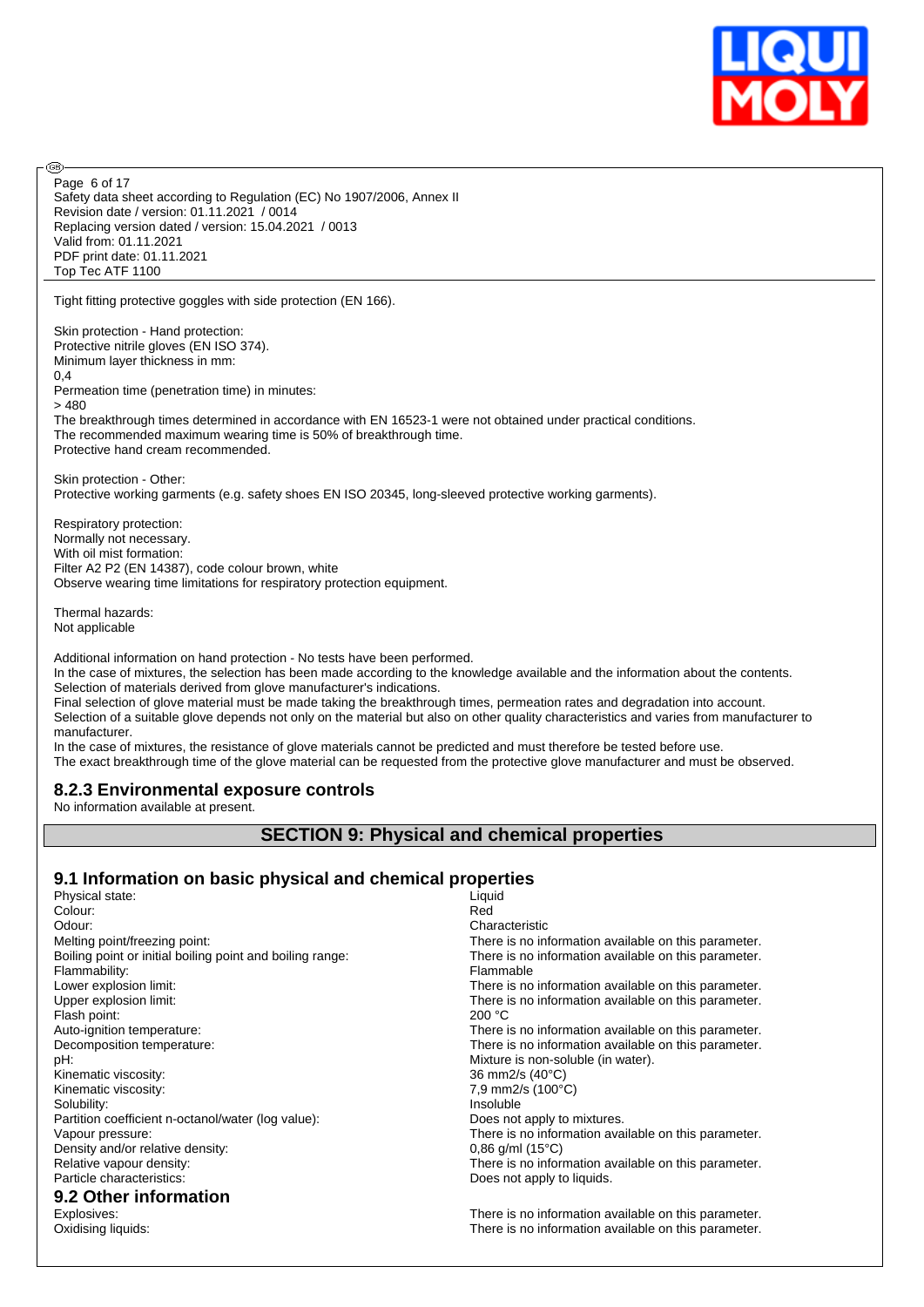Tight fitting protective goggles with side protection (EN 166).

Skin protection - Hand protection:
Protective nitrile gloves (EN ISO 374).
Minimum layer thickness in mm:
0,4
Permeation time (penetration time) in minutes:
> 480
The breakthrough times determined in accordance with EN 16523-1 were not obtained under practical conditions.
The recommended maximum wearing time is 50% of breakthrough time.
Protective hand cream recommended.

Skin protection - Other:
Protective working garments (e.g. safety shoes EN ISO 20345, long-sleeved protective working garments).

Respiratory protection:
Normally not necessary.
With oil mist formation:
Filter A2 P2 (EN 14387), code colour brown, white
Observe wearing time limitations for respiratory protection equipment.

Thermal hazards:
Not applicable

Additional information on hand protection - No tests have been performed.
In the case of mixtures, the selection has been made according to the knowledge available and the information about the contents.
Selection of materials derived from glove manufacturer's indications.
Final selection of glove material must be made taking the breakthrough times, permeation rates and degradation into account.
Selection of a suitable glove depends not only on the material but also on other quality characteristics and varies from manufacturer to manufacturer.
In the case of mixtures, the resistance of glove materials cannot be predicted and must therefore be tested before use.
The exact breakthrough time of the glove material can be requested from the protective glove manufacturer and must be observed.

### 8.2.3 Environmental exposure controls

No information available at present.

## SECTION 9: Physical and chemical properties

### 9.1 Information on basic physical and chemical properties

| | |
|---|---|
| Physical state: | Liquid |
| Colour: | Red |
| Odour: | Characteristic |
| Melting point/freezing point: | There is no information available on this parameter. |
| Boiling point or initial boiling point and boiling range: | There is no information available on this parameter. |
| Flammability: | Flammable |
| Lower explosion limit: | There is no information available on this parameter. |
| Upper explosion limit: | There is no information available on this parameter. |
| Flash point: | 200 °C |
| Auto-ignition temperature: | There is no information available on this parameter. |
| Decomposition temperature: | There is no information available on this parameter. |
| pH: | Mixture is non-soluble (in water). |
| Kinematic viscosity: | 36 mm2/s (40°C) |
| Kinematic viscosity: | 7,9 mm2/s (100°C) |
| Solubility: | Insoluble |
| Partition coefficient n-octanol/water (log value): | Does not apply to mixtures. |
| Vapour pressure: | There is no information available on this parameter. |
| Density and/or relative density: | 0,86 g/ml (15°C) |
| Relative vapour density: | There is no information available on this parameter. |
| Particle characteristics: | Does not apply to liquids. |

### 9.2 Other information

| | |
|---|---|
| Explosives: | There is no information available on this parameter. |
| Oxidising liquids: | There is no information available on this parameter. |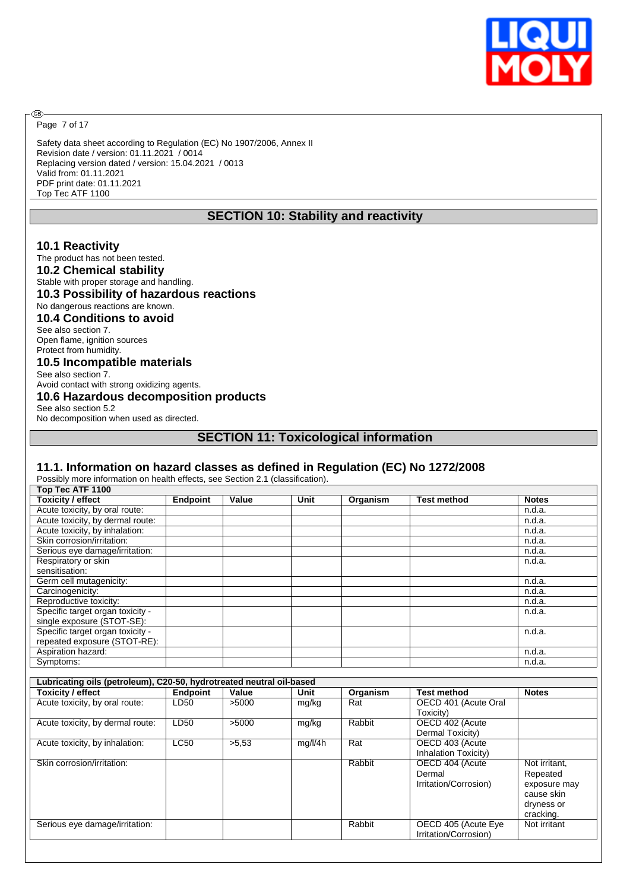## SECTION 10: Stability and reactivity

### 10.1 Reactivity

The product has not been tested.

### 10.2 Chemical stability

Stable with proper storage and handling.

### 10.3 Possibility of hazardous reactions

No dangerous reactions are known.

### 10.4 Conditions to avoid

See also section 7.
Open flame, ignition sources
Protect from humidity.

### 10.5 Incompatible materials

See also section 7.
Avoid contact with strong oxidizing agents.

### 10.6 Hazardous decomposition products

See also section 5.2
No decomposition when used as directed.

## SECTION 11: Toxicological information

### 11.1. Information on hazard classes as defined in Regulation (EC) No 1272/2008

Possibly more information on health effects, see Section 2.1 (classification).

| Top Tec ATF 1100 | | | | | | |
|---|---|---|---|---|---|---|
| **Toxicity / effect** | **Endpoint** | **Value** | **Unit** | **Organism** | **Test method** | **Notes** |
| Acute toxicity, by oral route: | | | | | | n.d.a. |
| Acute toxicity, by dermal route: | | | | | | n.d.a. |
| Acute toxicity, by inhalation: | | | | | | n.d.a. |
| Skin corrosion/irritation: | | | | | | n.d.a. |
| Serious eye damage/irritation: | | | | | | n.d.a. |
| Respiratory or skin sensitisation: | | | | | | n.d.a. |
| Germ cell mutagenicity: | | | | | | n.d.a. |
| Carcinogenicity: | | | | | | n.d.a. |
| Reproductive toxicity: | | | | | | n.d.a. |
| Specific target organ toxicity - single exposure (STOT-SE): | | | | | | n.d.a. |
| Specific target organ toxicity - repeated exposure (STOT-RE): | | | | | | n.d.a. |
| Aspiration hazard: | | | | | | n.d.a. |
| Symptoms: | | | | | | n.d.a. |

| Lubricating oils (petroleum), C20-50, hydrotreated neutral oil-based | | | | | | |
|---|---|---|---|---|---|---|
| **Toxicity / effect** | **Endpoint** | **Value** | **Unit** | **Organism** | **Test method** | **Notes** |
| Acute toxicity, by oral route: | LD50 | >5000 | mg/kg | Rat | OECD 401 (Acute Oral Toxicity) | |
| Acute toxicity, by dermal route: | LD50 | >5000 | mg/kg | Rabbit | OECD 402 (Acute Dermal Toxicity) | |
| Acute toxicity, by inhalation: | LC50 | >5,53 | mg/l/4h | Rat | OECD 403 (Acute Inhalation Toxicity) | |
| Skin corrosion/irritation: | | | | Rabbit | OECD 404 (Acute Dermal Irritation/Corrosion) | Not irritant, Repeated exposure may cause skin dryness or cracking. |
| Serious eye damage/irritation: | | | | Rabbit | OECD 405 (Acute Eye Irritation/Corrosion) | Not irritant |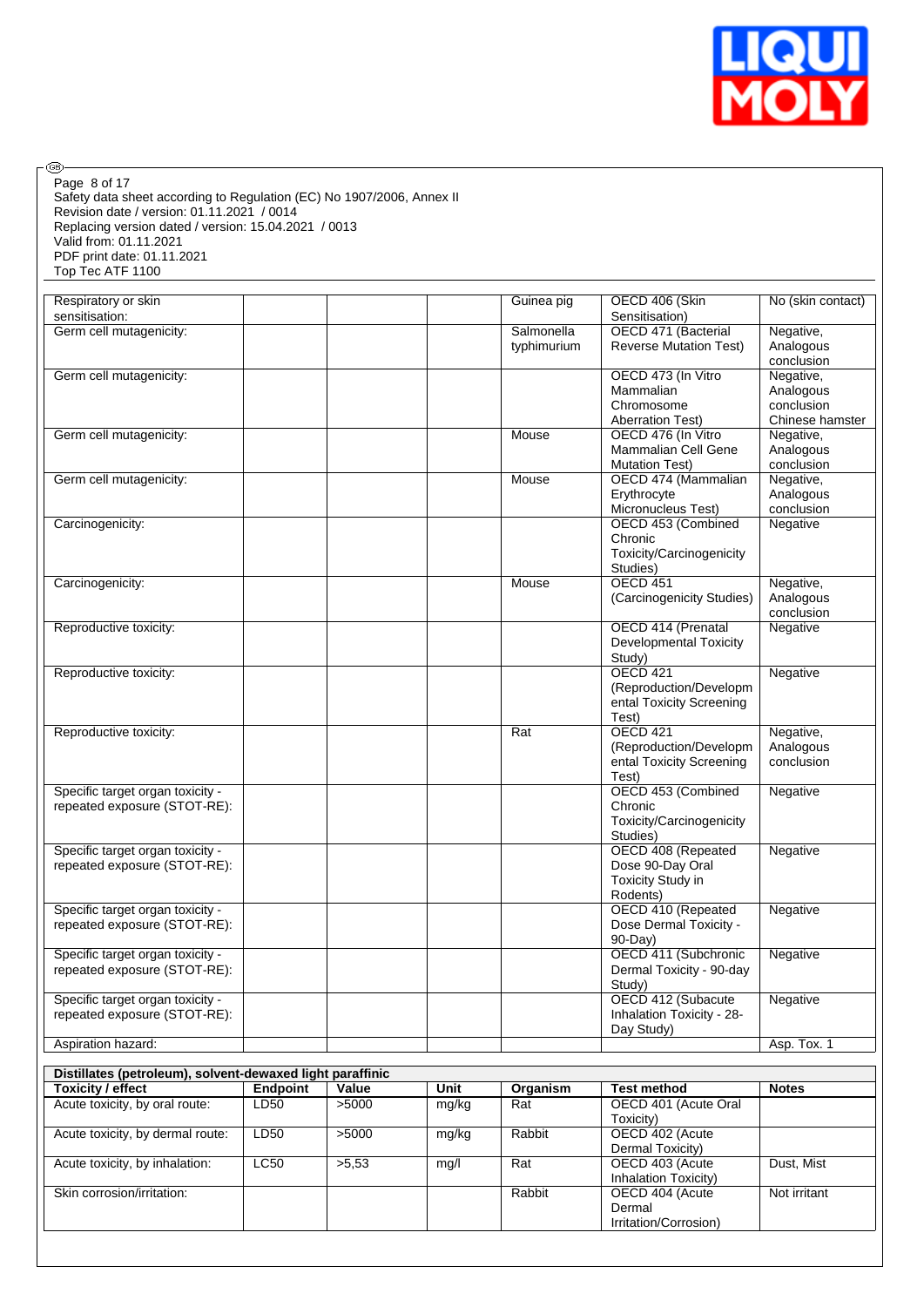| Respiratory or skin sensitisation: | | | | Guinea pig | OECD 406 (Skin Sensitisation) | No (skin contact) |
|---|---|---|---|---|---|---|
| Germ cell mutagenicity: | | | | Salmonella typhimurium | OECD 471 (Bacterial Reverse Mutation Test) | Negative, Analogous conclusion |
| Germ cell mutagenicity: | | | | | OECD 473 (In Vitro Mammalian Chromosome Aberration Test) | Negative, Analogous conclusion Chinese hamster |
| Germ cell mutagenicity: | | | | Mouse | OECD 476 (In Vitro Mammalian Cell Gene Mutation Test) | Negative, Analogous conclusion |
| Germ cell mutagenicity: | | | | Mouse | OECD 474 (Mammalian Erythrocyte Micronucleus Test) | Negative, Analogous conclusion |
| Carcinogenicity: | | | | | OECD 453 (Combined Chronic Toxicity/Carcinogenicity Studies) | Negative |
| Carcinogenicity: | | | | Mouse | OECD 451 (Carcinogenicity Studies) | Negative, Analogous conclusion |
| Reproductive toxicity: | | | | | OECD 414 (Prenatal Developmental Toxicity Study) | Negative |
| Reproductive toxicity: | | | | | OECD 421 (Reproduction/Developmental Toxicity Screening Test) | Negative |
| Reproductive toxicity: | | | | Rat | OECD 421 (Reproduction/Developmental Toxicity Screening Test) | Negative, Analogous conclusion |
| Specific target organ toxicity - repeated exposure (STOT-RE): | | | | | OECD 453 (Combined Chronic Toxicity/Carcinogenicity Studies) | Negative |
| Specific target organ toxicity - repeated exposure (STOT-RE): | | | | | OECD 408 (Repeated Dose 90-Day Oral Toxicity Study in Rodents) | Negative |
| Specific target organ toxicity - repeated exposure (STOT-RE): | | | | | OECD 410 (Repeated Dose Dermal Toxicity - 90-Day) | Negative |
| Specific target organ toxicity - repeated exposure (STOT-RE): | | | | | OECD 411 (Subchronic Dermal Toxicity - 90-day Study) | Negative |
| Specific target organ toxicity - repeated exposure (STOT-RE): | | | | | OECD 412 (Subacute Inhalation Toxicity - 28-Day Study) | Negative |
| Aspiration hazard: | | | | | | Asp. Tox. 1 |

**Distillates (petroleum), solvent-dewaxed light paraffinic**

| Toxicity / effect | Endpoint | Value | Unit | Organism | Test method | Notes |
|---|---|---|---|---|---|---|
| Acute toxicity, by oral route: | LD50 | >5000 | mg/kg | Rat | OECD 401 (Acute Oral Toxicity) | |
| Acute toxicity, by dermal route: | LD50 | >5000 | mg/kg | Rabbit | OECD 402 (Acute Dermal Toxicity) | |
| Acute toxicity, by inhalation: | LC50 | >5,53 | mg/l | Rat | OECD 403 (Acute Inhalation Toxicity) | Dust, Mist |
| Skin corrosion/irritation: | | | | Rabbit | OECD 404 (Acute Dermal Irritation/Corrosion) | Not irritant |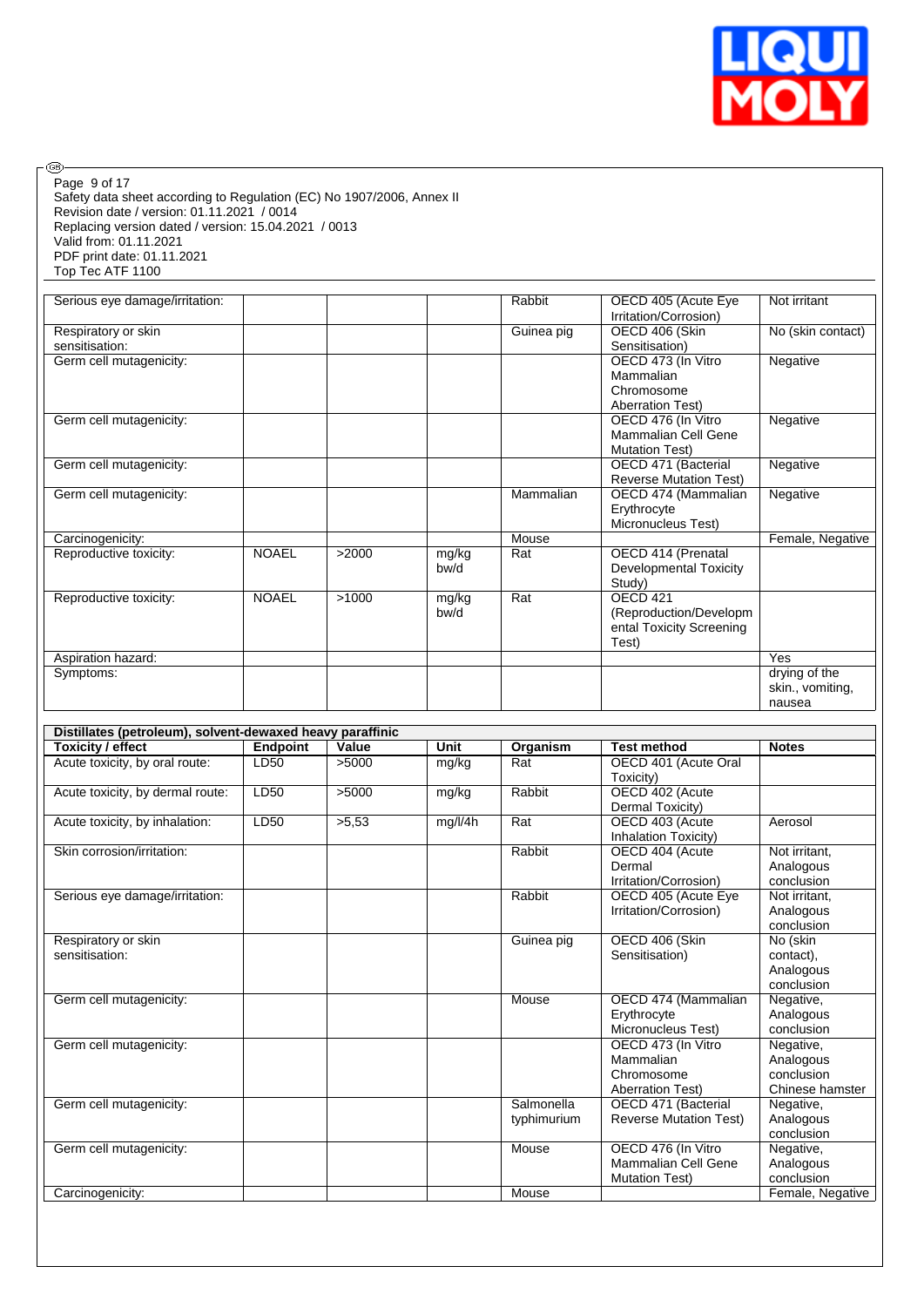| Toxicity / effect | Endpoint | Value | Unit | Organism | Test method | Notes |
|---|---|---|---|---|---|---|
| Serious eye damage/irritation: | | | | Rabbit | OECD 405 (Acute Eye Irritation/Corrosion) | Not irritant |
| Respiratory or skin sensitisation: | | | | Guinea pig | OECD 406 (Skin Sensitisation) | No (skin contact) |
| Germ cell mutagenicity: | | | | | OECD 473 (In Vitro Mammalian Chromosome Aberration Test) | Negative |
| Germ cell mutagenicity: | | | | | OECD 476 (In Vitro Mammalian Cell Gene Mutation Test) | Negative |
| Germ cell mutagenicity: | | | | | OECD 471 (Bacterial Reverse Mutation Test) | Negative |
| Germ cell mutagenicity: | | | | Mammalian | OECD 474 (Mammalian Erythrocyte Micronucleus Test) | Negative |
| Carcinogenicity: | | | | Mouse | | Female, Negative |
| Reproductive toxicity: | NOAEL | >2000 | mg/kg bw/d | Rat | OECD 414 (Prenatal Developmental Toxicity Study) | |
| Reproductive toxicity: | NOAEL | >1000 | mg/kg bw/d | Rat | OECD 421 (Reproduction/Developmental Toxicity Screening Test) | |
| Aspiration hazard: | | | | | | Yes |
| Symptoms: | | | | | | drying of the skin., vomiting, nausea |

| Distillates (petroleum), solvent-dewaxed heavy paraffinic | | | | | | |
|---|---|---|---|---|---|---|
| **Toxicity / effect** | **Endpoint** | **Value** | **Unit** | **Organism** | **Test method** | **Notes** |
| Acute toxicity, by oral route: | LD50 | >5000 | mg/kg | Rat | OECD 401 (Acute Oral Toxicity) | |
| Acute toxicity, by dermal route: | LD50 | >5000 | mg/kg | Rabbit | OECD 402 (Acute Dermal Toxicity) | |
| Acute toxicity, by inhalation: | LD50 | >5,53 | mg/l/4h | Rat | OECD 403 (Acute Inhalation Toxicity) | Aerosol |
| Skin corrosion/irritation: | | | | Rabbit | OECD 404 (Acute Dermal Irritation/Corrosion) | Not irritant, Analogous conclusion |
| Serious eye damage/irritation: | | | | Rabbit | OECD 405 (Acute Eye Irritation/Corrosion) | Not irritant, Analogous conclusion |
| Respiratory or skin sensitisation: | | | | Guinea pig | OECD 406 (Skin Sensitisation) | No (skin contact), Analogous conclusion |
| Germ cell mutagenicity: | | | | Mouse | OECD 474 (Mammalian Erythrocyte Micronucleus Test) | Negative, Analogous conclusion |
| Germ cell mutagenicity: | | | | | OECD 473 (In Vitro Mammalian Chromosome Aberration Test) | Negative, Analogous conclusion Chinese hamster |
| Germ cell mutagenicity: | | | | Salmonella typhimurium | OECD 471 (Bacterial Reverse Mutation Test) | Negative, Analogous conclusion |
| Germ cell mutagenicity: | | | | Mouse | OECD 476 (In Vitro Mammalian Cell Gene Mutation Test) | Negative, Analogous conclusion |
| Carcinogenicity: | | | | Mouse | | Female, Negative |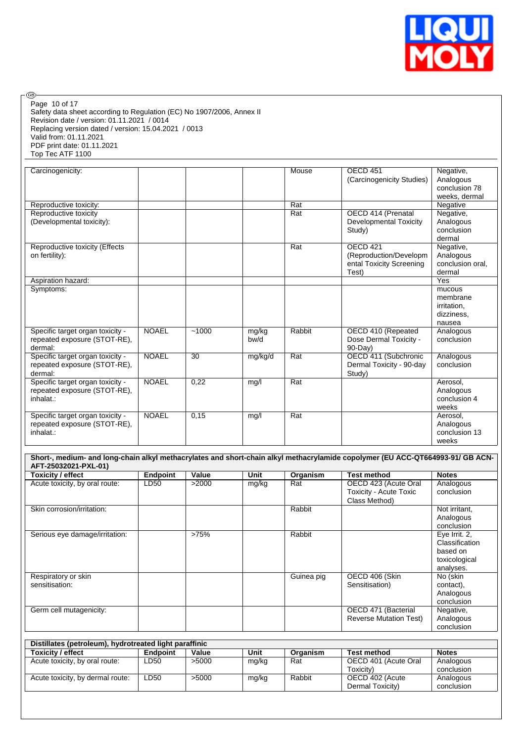| | | | | | | |
|---|---|---|---|---|---|---|
| Carcinogenicity: | | | | Mouse | OECD 451 (Carcinogenicity Studies) | Negative, Analogous conclusion 78 weeks, dermal |
| Reproductive toxicity: | | | | Rat | | Negative |
| Reproductive toxicity (Developmental toxicity): | | | | Rat | OECD 414 (Prenatal Developmental Toxicity Study) | Negative, Analogous conclusion dermal |
| Reproductive toxicity (Effects on fertility): | | | | Rat | OECD 421 (Reproduction/Developmental Toxicity Screening Test) | Negative, Analogous conclusion oral, dermal |
| Aspiration hazard: | | | | | | Yes |
| Symptoms: | | | | | | mucous membrane irritation, dizziness, nausea |
| Specific target organ toxicity - repeated exposure (STOT-RE), dermal: | NOAEL | ~1000 | mg/kg bw/d | Rabbit | OECD 410 (Repeated Dose Dermal Toxicity - 90-Day) | Analogous conclusion |
| Specific target organ toxicity - repeated exposure (STOT-RE), dermal: | NOAEL | 30 | mg/kg/d | Rat | OECD 411 (Subchronic Dermal Toxicity - 90-day Study) | Analogous conclusion |
| Specific target organ toxicity - repeated exposure (STOT-RE), inhalat.: | NOAEL | 0,22 | mg/l | Rat | | Aerosol, Analogous conclusion 4 weeks |
| Specific target organ toxicity - repeated exposure (STOT-RE), inhalat.: | NOAEL | 0,15 | mg/l | Rat | | Aerosol, Analogous conclusion 13 weeks |

**Short-, medium- and long-chain alkyl methacrylates and short-chain alkyl methacrylamide copolymer (EU ACC-QT664993-91/ GB ACN-AFT-25032021-PXL-01)**

| Toxicity / effect | Endpoint | Value | Unit | Organism | Test method | Notes |
|---|---|---|---|---|---|---|
| Acute toxicity, by oral route: | LD50 | >2000 | mg/kg | Rat | OECD 423 (Acute Oral Toxicity - Acute Toxic Class Method) | Analogous conclusion |
| Skin corrosion/irritation: | | | | Rabbit | | Not irritant, Analogous conclusion |
| Serious eye damage/irritation: | | >75% | | Rabbit | | Eye Irrit. 2, Classification based on toxicological analyses. |
| Respiratory or skin sensitisation: | | | | Guinea pig | OECD 406 (Skin Sensitisation) | No (skin contact), Analogous conclusion |
| Germ cell mutagenicity: | | | | | OECD 471 (Bacterial Reverse Mutation Test) | Negative, Analogous conclusion |

**Distillates (petroleum), hydrotreated light paraffinic**

| Toxicity / effect | Endpoint | Value | Unit | Organism | Test method | Notes |
|---|---|---|---|---|---|---|
| Acute toxicity, by oral route: | LD50 | >5000 | mg/kg | Rat | OECD 401 (Acute Oral Toxicity) | Analogous conclusion |
| Acute toxicity, by dermal route: | LD50 | >5000 | mg/kg | Rabbit | OECD 402 (Acute Dermal Toxicity) | Analogous conclusion |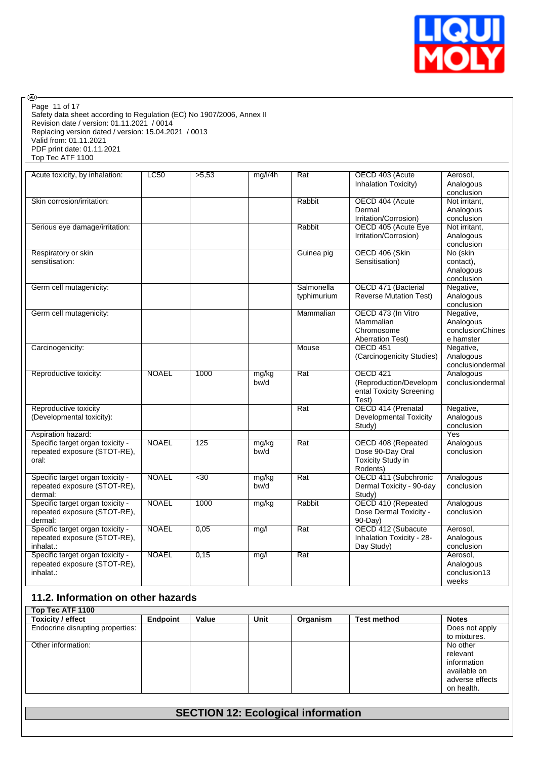| | | | | | | |
|---|---|---|---|---|---|---|
| Acute toxicity, by inhalation: | LC50 | >5,53 | mg/l/4h | Rat | OECD 403 (Acute Inhalation Toxicity) | Aerosol, Analogous conclusion |
| Skin corrosion/irritation: | | | | Rabbit | OECD 404 (Acute Dermal Irritation/Corrosion) | Not irritant, Analogous conclusion |
| Serious eye damage/irritation: | | | | Rabbit | OECD 405 (Acute Eye Irritation/Corrosion) | Not irritant, Analogous conclusion |
| Respiratory or skin sensitisation: | | | | Guinea pig | OECD 406 (Skin Sensitisation) | No (skin contact), Analogous conclusion |
| Germ cell mutagenicity: | | | | Salmonella typhimurium | OECD 471 (Bacterial Reverse Mutation Test) | Negative, Analogous conclusion |
| Germ cell mutagenicity: | | | | Mammalian | OECD 473 (In Vitro Mammalian Chromosome Aberration Test) | Negative, Analogous conclusionChinese hamster |
| Carcinogenicity: | | | | Mouse | OECD 451 (Carcinogenicity Studies) | Negative, Analogous conclusiondermal |
| Reproductive toxicity: | NOAEL | 1000 | mg/kg bw/d | Rat | OECD 421 (Reproduction/Developmental Toxicity Screening Test) | Analogous conclusiondermal |
| Reproductive toxicity (Developmental toxicity): | | | | Rat | OECD 414 (Prenatal Developmental Toxicity Study) | Negative, Analogous conclusion |
| Aspiration hazard: | | | | | | Yes |
| Specific target organ toxicity - repeated exposure (STOT-RE), oral: | NOAEL | 125 | mg/kg bw/d | Rat | OECD 408 (Repeated Dose 90-Day Oral Toxicity Study in Rodents) | Analogous conclusion |
| Specific target organ toxicity - repeated exposure (STOT-RE), dermal: | NOAEL | <30 | mg/kg bw/d | Rat | OECD 411 (Subchronic Dermal Toxicity - 90-day Study) | Analogous conclusion |
| Specific target organ toxicity - repeated exposure (STOT-RE), dermal: | NOAEL | 1000 | mg/kg | Rabbit | OECD 410 (Repeated Dose Dermal Toxicity - 90-Day) | Analogous conclusion |
| Specific target organ toxicity - repeated exposure (STOT-RE), inhalat.: | NOAEL | 0,05 | mg/l | Rat | OECD 412 (Subacute Inhalation Toxicity - 28-Day Study) | Aerosol, Analogous conclusion |
| Specific target organ toxicity - repeated exposure (STOT-RE), inhalat.: | NOAEL | 0,15 | mg/l | Rat | | Aerosol, Analogous conclusion13 weeks |

## 11.2. Information on other hazards

| Top Tec ATF 1100 | | | | | | |
|---|---|---|---|---|---|---|
| **Toxicity / effect** | **Endpoint** | **Value** | **Unit** | **Organism** | **Test method** | **Notes** |
| Endocrine disrupting properties: | | | | | | Does not apply to mixtures. |
| Other information: | | | | | | No other relevant information available on adverse effects on health. |

## SECTION 12: Ecological information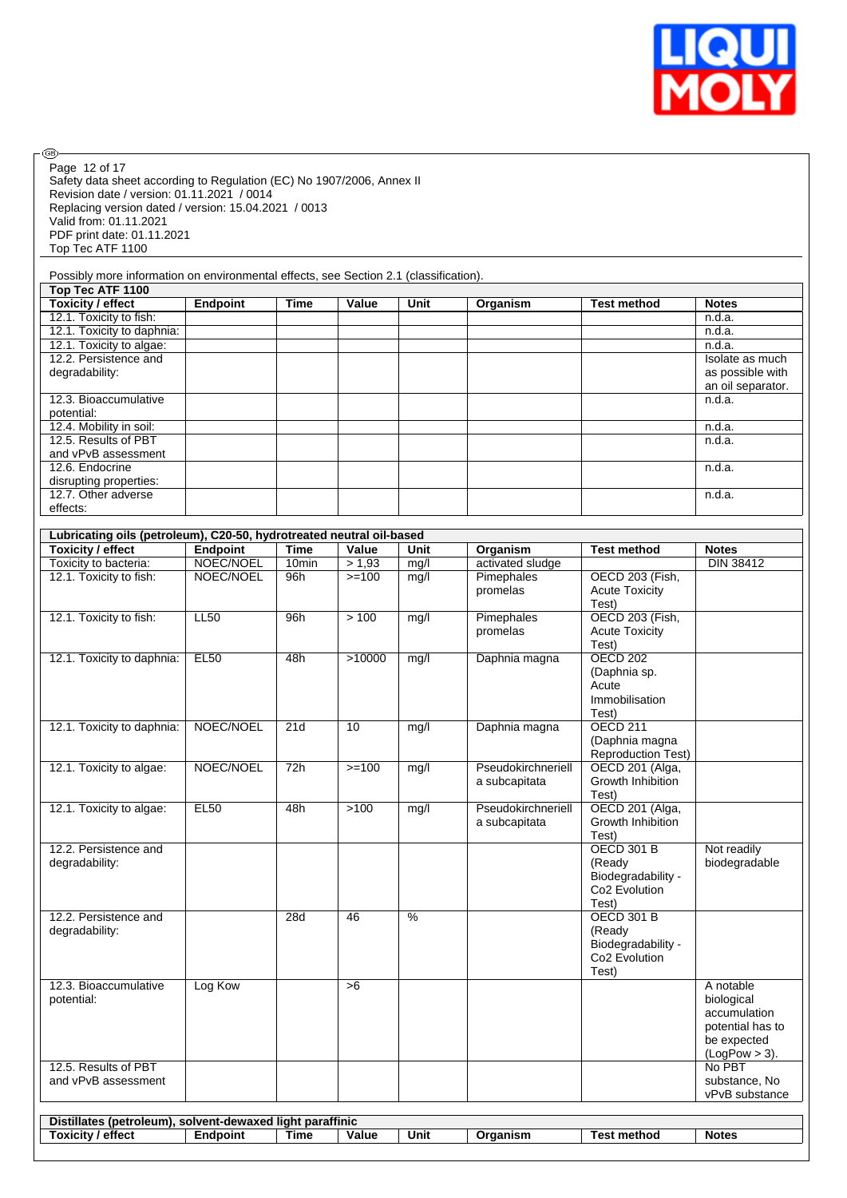Safety data sheet according to Regulation (EC) No 1907/2006, Annex II
Revision date / version: 01.11.2021 / 0014
Replacing version dated / version: 15.04.2021 / 0013
Valid from: 01.11.2021
PDF print date: 01.11.2021
Top Tec ATF 1100

Possibly more information on environmental effects, see Section 2.1 (classification).

| Top Tec ATF 1100 | | | | | | | |
|---|---|---|---|---|---|---|---|
| **Toxicity / effect** | **Endpoint** | **Time** | **Value** | **Unit** | **Organism** | **Test method** | **Notes** |
| 12.1. Toxicity to fish: | | | | | | | n.d.a. |
| 12.1. Toxicity to daphnia: | | | | | | | n.d.a. |
| 12.1. Toxicity to algae: | | | | | | | n.d.a. |
| 12.2. Persistence and degradability: | | | | | | | Isolate as much as possible with an oil separator. |
| 12.3. Bioaccumulative potential: | | | | | | | n.d.a. |
| 12.4. Mobility in soil: | | | | | | | n.d.a. |
| 12.5. Results of PBT and vPvB assessment | | | | | | | n.d.a. |
| 12.6. Endocrine disrupting properties: | | | | | | | n.d.a. |
| 12.7. Other adverse effects: | | | | | | | n.d.a. |

| Lubricating oils (petroleum), C20-50, hydrotreated neutral oil-based | | | | | | | |
|---|---|---|---|---|---|---|---|
| **Toxicity / effect** | **Endpoint** | **Time** | **Value** | **Unit** | **Organism** | **Test method** | **Notes** |
| Toxicity to bacteria: | NOEC/NOEL | 10min | > 1,93 | mg/l | activated sludge | | DIN 38412 |
| 12.1. Toxicity to fish: | NOEC/NOEL | 96h | >=100 | mg/l | Pimephales promelas | OECD 203 (Fish, Acute Toxicity Test) | |
| 12.1. Toxicity to fish: | LL50 | 96h | > 100 | mg/l | Pimephales promelas | OECD 203 (Fish, Acute Toxicity Test) | |
| 12.1. Toxicity to daphnia: | EL50 | 48h | >10000 | mg/l | Daphnia magna | OECD 202 (Daphnia sp. Acute Immobilisation Test) | |
| 12.1. Toxicity to daphnia: | NOEC/NOEL | 21d | 10 | mg/l | Daphnia magna | OECD 211 (Daphnia magna Reproduction Test) | |
| 12.1. Toxicity to algae: | NOEC/NOEL | 72h | >=100 | mg/l | Pseudokirchneriella subcapitata | OECD 201 (Alga, Growth Inhibition Test) | |
| 12.1. Toxicity to algae: | EL50 | 48h | >100 | mg/l | Pseudokirchneriella subcapitata | OECD 201 (Alga, Growth Inhibition Test) | |
| 12.2. Persistence and degradability: | | | | | | OECD 301 B (Ready Biodegradability - Co2 Evolution Test) | Not readily biodegradable |
| 12.2. Persistence and degradability: | | 28d | 46 | % | | OECD 301 B (Ready Biodegradability - Co2 Evolution Test) | |
| 12.3. Bioaccumulative potential: | Log Kow | | >6 | | | | A notable biological accumulation potential has to be expected (LogPow > 3). |
| 12.5. Results of PBT and vPvB assessment | | | | | | | No PBT substance, No vPvB substance |

| Distillates (petroleum), solvent-dewaxed light paraffinic | | | | | | | |
|---|---|---|---|---|---|---|---|
| **Toxicity / effect** | **Endpoint** | **Time** | **Value** | **Unit** | **Organism** | **Test method** | **Notes** |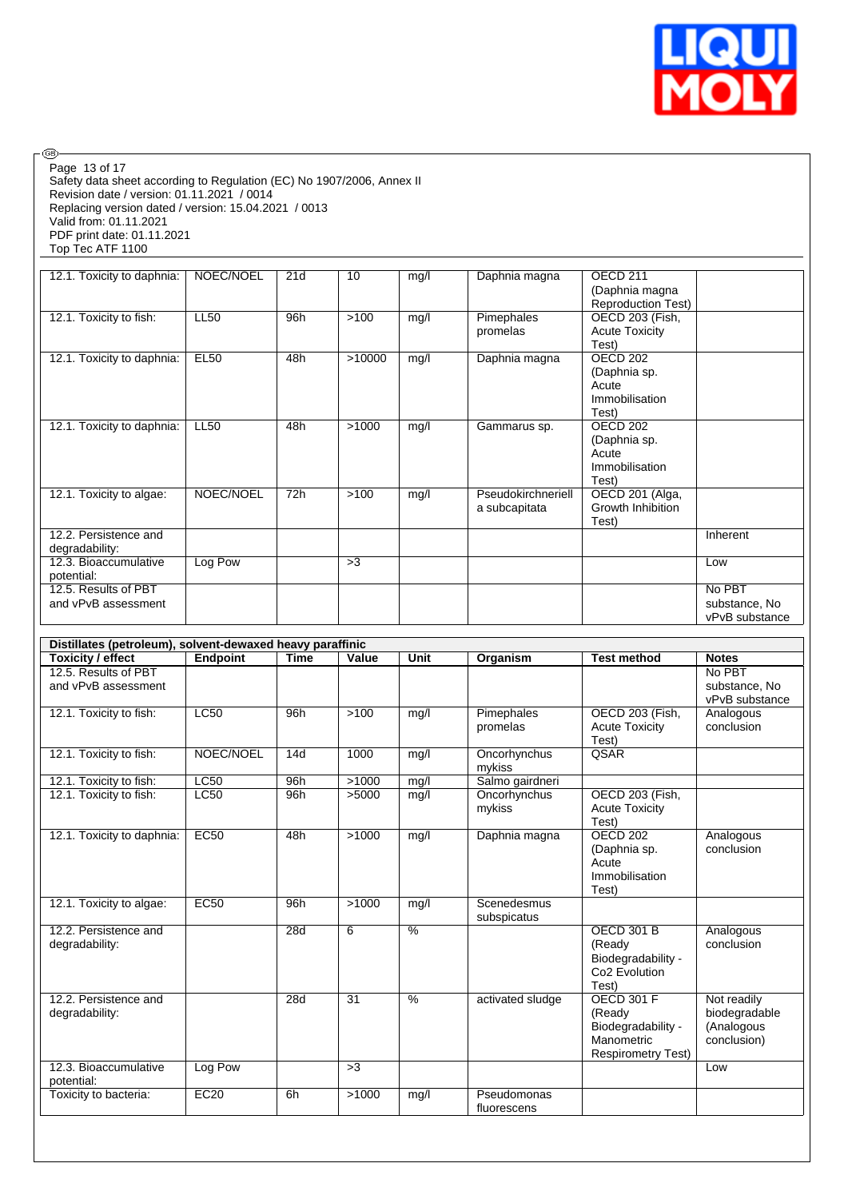| | | | | | | | |
|---|---|---|---|---|---|---|---|
| 12.1. Toxicity to daphnia: | NOEC/NOEL | 21d | 10 | mg/l | Daphnia magna | OECD 211 (Daphnia magna Reproduction Test) | |
| 12.1. Toxicity to fish: | LL50 | 96h | >100 | mg/l | Pimephales promelas | OECD 203 (Fish, Acute Toxicity Test) | |
| 12.1. Toxicity to daphnia: | EL50 | 48h | >10000 | mg/l | Daphnia magna | OECD 202 (Daphnia sp. Acute Immobilisation Test) | |
| 12.1. Toxicity to daphnia: | LL50 | 48h | >1000 | mg/l | Gammarus sp. | OECD 202 (Daphnia sp. Acute Immobilisation Test) | |
| 12.1. Toxicity to algae: | NOEC/NOEL | 72h | >100 | mg/l | Pseudokirchneriella subcapitata | OECD 201 (Alga, Growth Inhibition Test) | |
| 12.2. Persistence and degradability: | | | | | | | Inherent |
| 12.3. Bioaccumulative potential: | Log Pow | | >3 | | | | Low |
| 12.5. Results of PBT and vPvB assessment | | | | | | | No PBT substance, No vPvB substance |

| Distillates (petroleum), solvent-dewaxed heavy paraffinic | | | | | | | |
|---|---|---|---|---|---|---|---|
| **Toxicity / effect** | **Endpoint** | **Time** | **Value** | **Unit** | **Organism** | **Test method** | **Notes** |
| 12.5. Results of PBT and vPvB assessment | | | | | | | No PBT substance, No vPvB substance |
| 12.1. Toxicity to fish: | LC50 | 96h | >100 | mg/l | Pimephales promelas | OECD 203 (Fish, Acute Toxicity Test) | Analogous conclusion |
| 12.1. Toxicity to fish: | NOEC/NOEL | 14d | 1000 | mg/l | Oncorhynchus mykiss | QSAR | |
| 12.1. Toxicity to fish: | LC50 | 96h | >1000 | mg/l | Salmo gairdneri | | |
| 12.1. Toxicity to fish: | LC50 | 96h | >5000 | mg/l | Oncorhynchus mykiss | OECD 203 (Fish, Acute Toxicity Test) | |
| 12.1. Toxicity to daphnia: | EC50 | 48h | >1000 | mg/l | Daphnia magna | OECD 202 (Daphnia sp. Acute Immobilisation Test) | Analogous conclusion |
| 12.1. Toxicity to algae: | EC50 | 96h | >1000 | mg/l | Scenedesmus subspicatus | | |
| 12.2. Persistence and degradability: | | 28d | 6 | % | | OECD 301 B (Ready Biodegradability - Co2 Evolution Test) | Analogous conclusion |
| 12.2. Persistence and degradability: | | 28d | 31 | % | activated sludge | OECD 301 F (Ready Biodegradability - Manometric Respirometry Test) | Not readily biodegradable (Analogous conclusion) |
| 12.3. Bioaccumulative potential: | Log Pow | | >3 | | | | Low |
| Toxicity to bacteria: | EC20 | 6h | >1000 | mg/l | Pseudomonas fluorescens | | |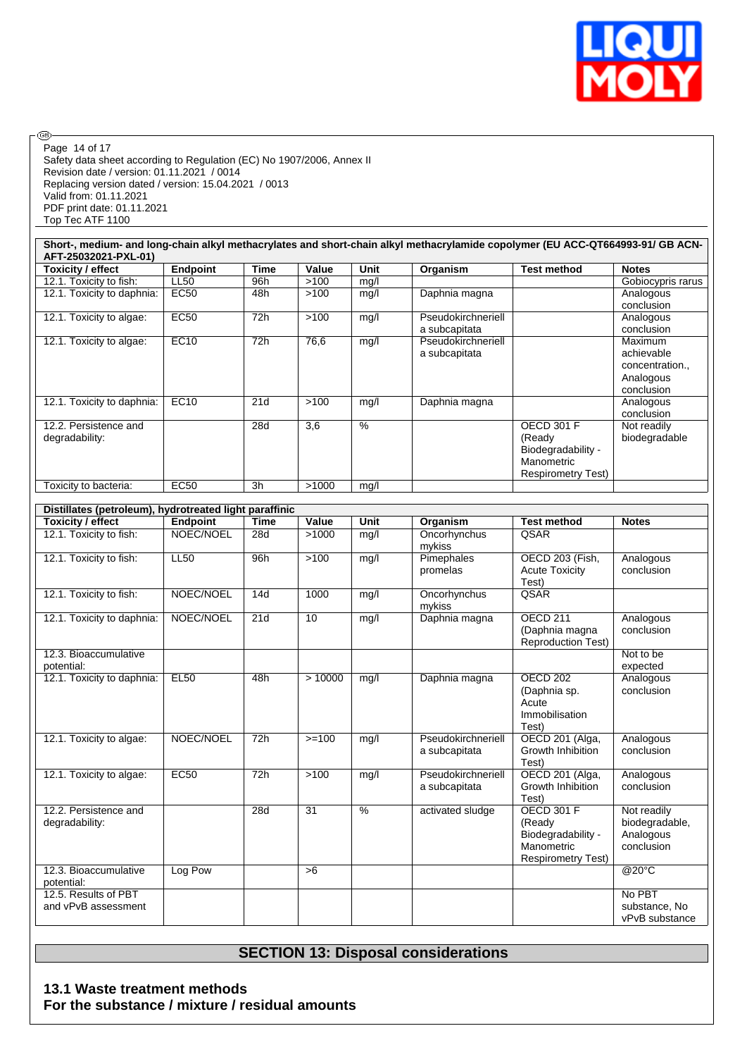Safety data sheet according to Regulation (EC) No 1907/2006, Annex II
Revision date / version: 01.11.2021 / 0014
Replacing version dated / version: 15.04.2021 / 0013
Valid from: 01.11.2021
PDF print date: 01.11.2021
Top Tec ATF 1100

| Short-, medium- and long-chain alkyl methacrylates and short-chain alkyl methacrylamide copolymer (EU ACC-QT664993-91/ GB ACN-AFT-25032021-PXL-01) | | | | | | | |
|---|---|---|---|---|---|---|---|
| **Toxicity / effect** | **Endpoint** | **Time** | **Value** | **Unit** | **Organism** | **Test method** | **Notes** |
| 12.1. Toxicity to fish: | LL50 | 96h | >100 | mg/l | | | Gobiocypris rarus |
| 12.1. Toxicity to daphnia: | EC50 | 48h | >100 | mg/l | Daphnia magna | | Analogous conclusion |
| 12.1. Toxicity to algae: | EC50 | 72h | >100 | mg/l | Pseudokirchneriella subcapitata | | Analogous conclusion |
| 12.1. Toxicity to algae: | EC10 | 72h | 76,6 | mg/l | Pseudokirchneriella subcapitata | | Maximum achievable concentration., Analogous conclusion |
| 12.1. Toxicity to daphnia: | EC10 | 21d | >100 | mg/l | Daphnia magna | | Analogous conclusion |
| 12.2. Persistence and degradability: | | 28d | 3,6 | % | | OECD 301 F (Ready Biodegradability - Manometric Respirometry Test) | Not readily biodegradable |
| Toxicity to bacteria: | EC50 | 3h | >1000 | mg/l | | | |

| Distillates (petroleum), hydrotreated light paraffinic | | | | | | | |
|---|---|---|---|---|---|---|---|
| **Toxicity / effect** | **Endpoint** | **Time** | **Value** | **Unit** | **Organism** | **Test method** | **Notes** |
| 12.1. Toxicity to fish: | NOEC/NOEL | 28d | >1000 | mg/l | Oncorhynchus mykiss | QSAR | |
| 12.1. Toxicity to fish: | LL50 | 96h | >100 | mg/l | Pimephales promelas | OECD 203 (Fish, Acute Toxicity Test) | Analogous conclusion |
| 12.1. Toxicity to fish: | NOEC/NOEL | 14d | 1000 | mg/l | Oncorhynchus mykiss | QSAR | |
| 12.1. Toxicity to daphnia: | NOEC/NOEL | 21d | 10 | mg/l | Daphnia magna | OECD 211 (Daphnia magna Reproduction Test) | Analogous conclusion |
| 12.3. Bioaccumulative potential: | | | | | | | Not to be expected |
| 12.1. Toxicity to daphnia: | EL50 | 48h | > 10000 | mg/l | Daphnia magna | OECD 202 (Daphnia sp. Acute Immobilisation Test) | Analogous conclusion |
| 12.1. Toxicity to algae: | NOEC/NOEL | 72h | >=100 | mg/l | Pseudokirchneriella subcapitata | OECD 201 (Alga, Growth Inhibition Test) | Analogous conclusion |
| 12.1. Toxicity to algae: | EC50 | 72h | >100 | mg/l | Pseudokirchneriella subcapitata | OECD 201 (Alga, Growth Inhibition Test) | Analogous conclusion |
| 12.2. Persistence and degradability: | | 28d | 31 | % | activated sludge | OECD 301 F (Ready Biodegradability - Manometric Respirometry Test) | Not readily biodegradable, Analogous conclusion |
| 12.3. Bioaccumulative potential: | Log Pow | | >6 | | | | @20°C |
| 12.5. Results of PBT and vPvB assessment | | | | | | | No PBT substance, No vPvB substance |

## SECTION 13: Disposal considerations

### 13.1 Waste treatment methods

**For the substance / mixture / residual amounts**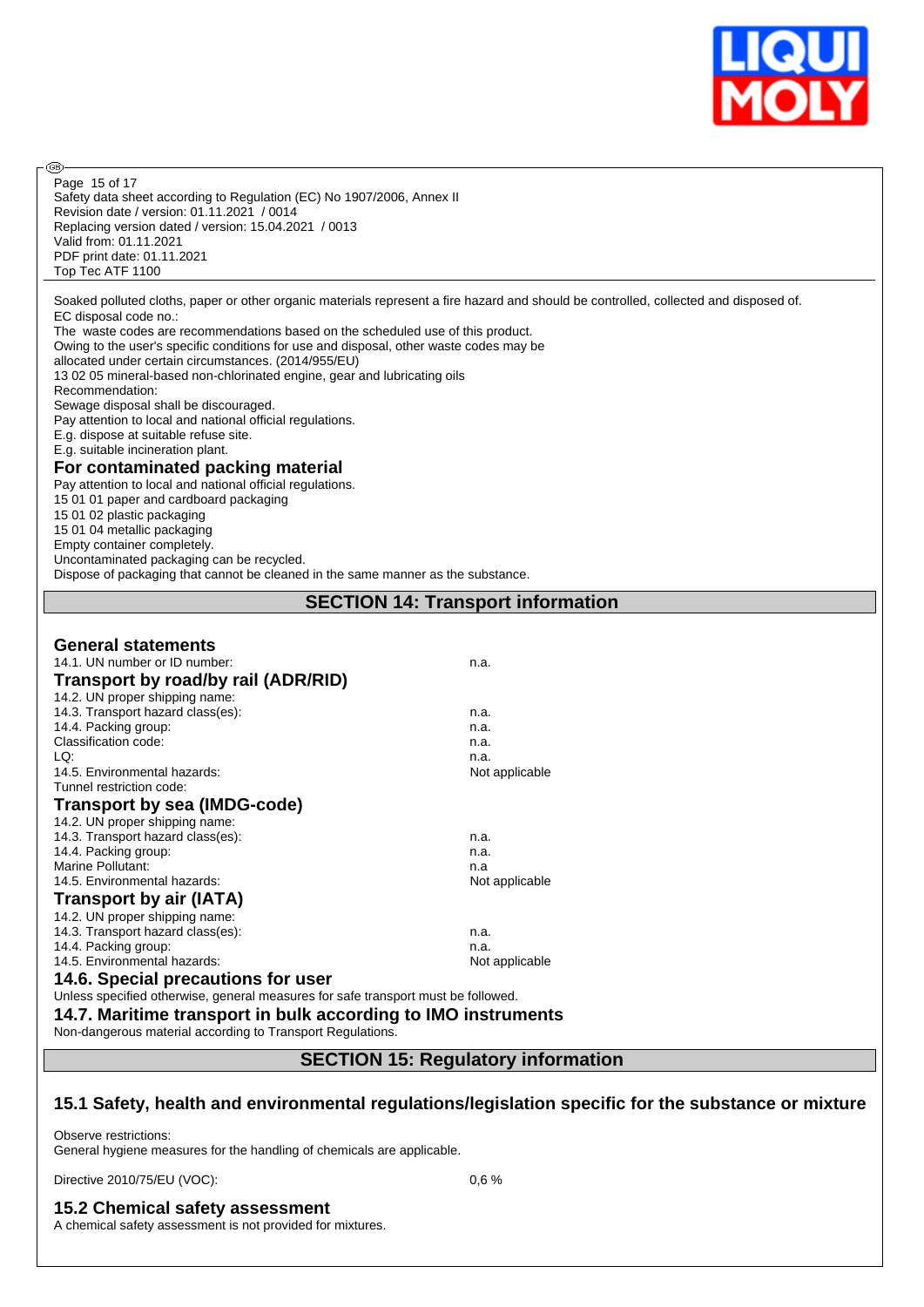Soaked polluted cloths, paper or other organic materials represent a fire hazard and should be controlled, collected and disposed of.
EC disposal code no.:
The waste codes are recommendations based on the scheduled use of this product.
Owing to the user's specific conditions for use and disposal, other waste codes may be allocated under certain circumstances. (2014/955/EU)
13 02 05 mineral-based non-chlorinated engine, gear and lubricating oils
Recommendation:
Sewage disposal shall be discouraged.
Pay attention to local and national official regulations.
E.g. dispose at suitable refuse site.
E.g. suitable incineration plant.

### For contaminated packing material

Pay attention to local and national official regulations.
15 01 01 paper and cardboard packaging
15 01 02 plastic packaging
15 01 04 metallic packaging
Empty container completely.
Uncontaminated packaging can be recycled.
Dispose of packaging that cannot be cleaned in the same manner as the substance.

## SECTION 14: Transport information

### General statements

| | |
|---|---|
| 14.1. UN number or ID number: | n.a. |

### Transport by road/by rail (ADR/RID)

| | |
|---|---|
| 14.2. UN proper shipping name: | |
| 14.3. Transport hazard class(es): | n.a. |
| 14.4. Packing group: | n.a. |
| Classification code: | n.a. |
| LQ: | n.a. |
| 14.5. Environmental hazards: | Not applicable |
| Tunnel restriction code: | |

### Transport by sea (IMDG-code)

| | |
|---|---|
| 14.2. UN proper shipping name: | |
| 14.3. Transport hazard class(es): | n.a. |
| 14.4. Packing group: | n.a. |
| Marine Pollutant: | n.a |
| 14.5. Environmental hazards: | Not applicable |

### Transport by air (IATA)

| | |
|---|---|
| 14.2. UN proper shipping name: | |
| 14.3. Transport hazard class(es): | n.a. |
| 14.4. Packing group: | n.a. |
| 14.5. Environmental hazards: | Not applicable |

### 14.6. Special precautions for user

Unless specified otherwise, general measures for safe transport must be followed.

### 14.7. Maritime transport in bulk according to IMO instruments

Non-dangerous material according to Transport Regulations.

## SECTION 15: Regulatory information

### 15.1 Safety, health and environmental regulations/legislation specific for the substance or mixture

Observe restrictions:
General hygiene measures for the handling of chemicals are applicable.

Directive 2010/75/EU (VOC): 0,6 %

### 15.2 Chemical safety assessment

A chemical safety assessment is not provided for mixtures.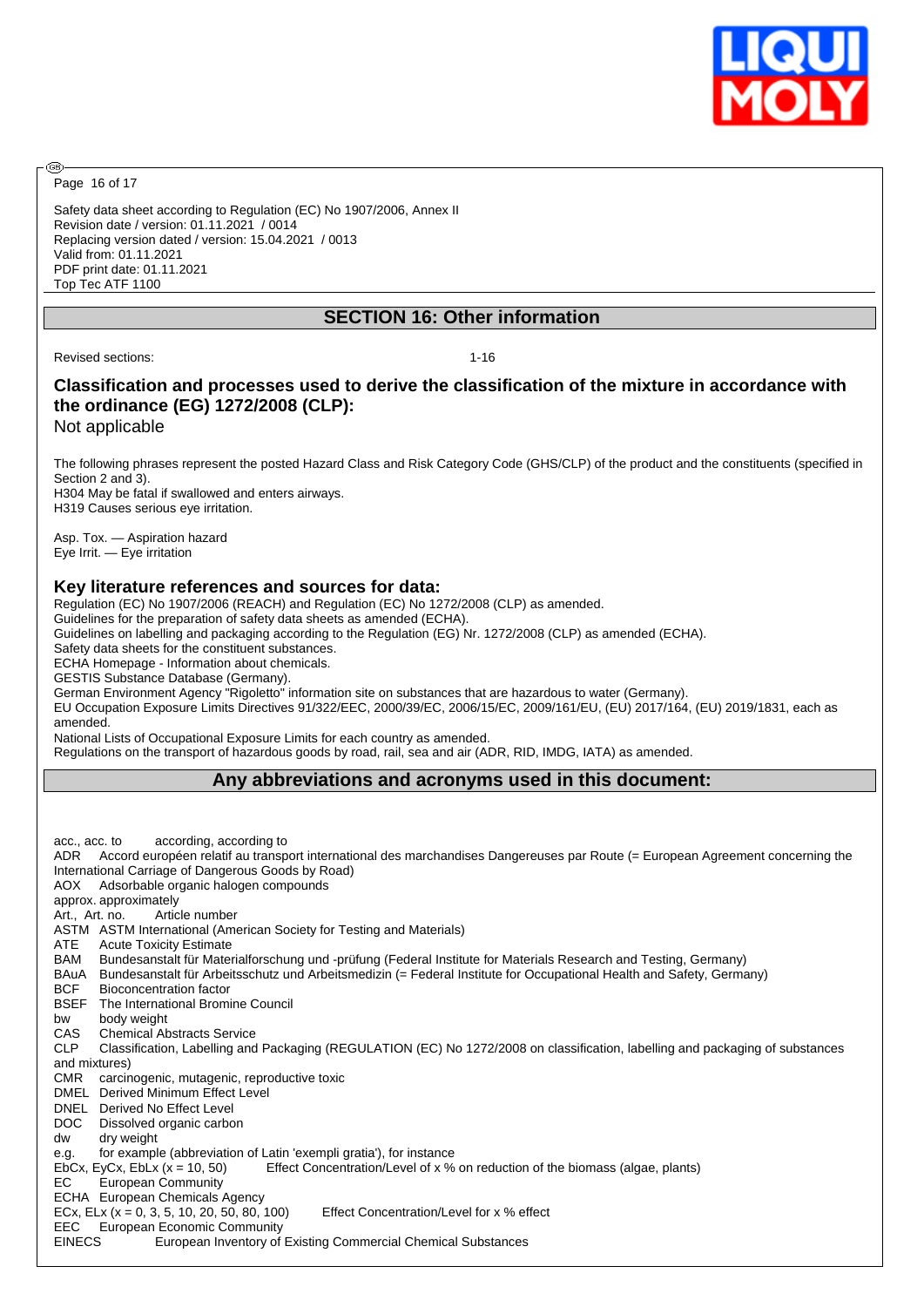Safety data sheet according to Regulation (EC) No 1907/2006, Annex II
Revision date / version: 01.11.2021 / 0014
Replacing version dated / version: 15.04.2021 / 0013
Valid from: 01.11.2021
PDF print date: 01.11.2021
Top Tec ATF 1100

## SECTION 16: Other information

Revised sections: 1-16

### Classification and processes used to derive the classification of the mixture in accordance with the ordinance (EG) 1272/2008 (CLP):

Not applicable

The following phrases represent the posted Hazard Class and Risk Category Code (GHS/CLP) of the product and the constituents (specified in Section 2 and 3).
H304 May be fatal if swallowed and enters airways.
H319 Causes serious eye irritation.

Asp. Tox. — Aspiration hazard
Eye Irrit. — Eye irritation

### Key literature references and sources for data:

Regulation (EC) No 1907/2006 (REACH) and Regulation (EC) No 1272/2008 (CLP) as amended.
Guidelines for the preparation of safety data sheets as amended (ECHA).
Guidelines on labelling and packaging according to the Regulation (EG) Nr. 1272/2008 (CLP) as amended (ECHA).
Safety data sheets for the constituent substances.
ECHA Homepage - Information about chemicals.
GESTIS Substance Database (Germany).
German Environment Agency "Rigoletto" information site on substances that are hazardous to water (Germany).
EU Occupation Exposure Limits Directives 91/322/EEC, 2000/39/EC, 2006/15/EC, 2009/161/EU, (EU) 2017/164, (EU) 2019/1831, each as amended.
National Lists of Occupational Exposure Limits for each country as amended.
Regulations on the transport of hazardous goods by road, rail, sea and air (ADR, RID, IMDG, IATA) as amended.

## Any abbreviations and acronyms used in this document:

acc., acc. to according, according to
ADR Accord européen relatif au transport international des marchandises Dangereuses par Route (= European Agreement concerning the International Carriage of Dangerous Goods by Road)
AOX Adsorbable organic halogen compounds
approx. approximately
Art., Art. no. Article number
ASTM ASTM International (American Society for Testing and Materials)
ATE Acute Toxicity Estimate
BAM Bundesanstalt für Materialforschung und -prüfung (Federal Institute for Materials Research and Testing, Germany)
BAuA Bundesanstalt für Arbeitsschutz und Arbeitsmedizin (= Federal Institute for Occupational Health and Safety, Germany)
BCF Bioconcentration factor
BSEF The International Bromine Council
bw body weight
CAS Chemical Abstracts Service
CLP Classification, Labelling and Packaging (REGULATION (EC) No 1272/2008 on classification, labelling and packaging of substances and mixtures)
CMR carcinogenic, mutagenic, reproductive toxic
DMEL Derived Minimum Effect Level
DNEL Derived No Effect Level
DOC Dissolved organic carbon
dw dry weight
e.g. for example (abbreviation of Latin 'exempli gratia'), for instance
EbCx, EyCx, EbLx (x = 10, 50) Effect Concentration/Level of x % on reduction of the biomass (algae, plants)
EC European Community
ECHA European Chemicals Agency
ECx, ELx (x = 0, 3, 5, 10, 20, 50, 80, 100) Effect Concentration/Level for x % effect
EEC European Economic Community
EINECS European Inventory of Existing Commercial Chemical Substances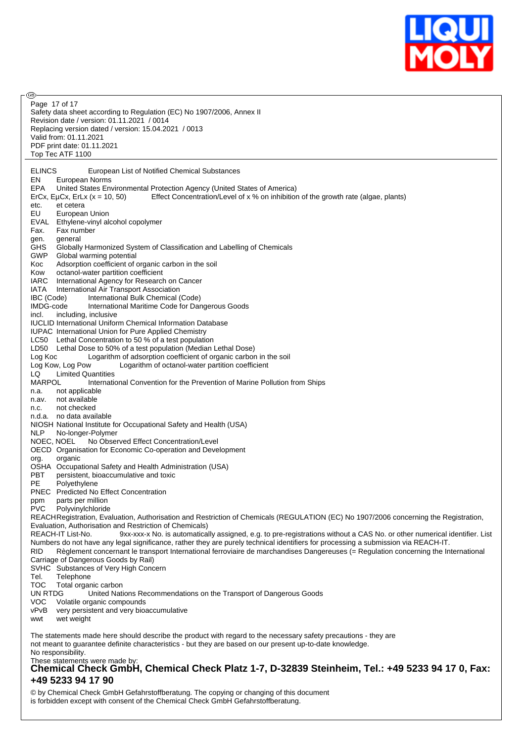ELINCS European List of Notified Chemical Substances
EN European Norms
EPA United States Environmental Protection Agency (United States of America)
ErCx, EµCx, ErLx (x = 10, 50) Effect Concentration/Level of x % on inhibition of the growth rate (algae, plants)
etc. et cetera
EU European Union
EVAL Ethylene-vinyl alcohol copolymer
Fax. Fax number
gen. general
GHS Globally Harmonized System of Classification and Labelling of Chemicals
GWP Global warming potential
Koc Adsorption coefficient of organic carbon in the soil
Kow octanol-water partition coefficient
IARC International Agency for Research on Cancer
IATA International Air Transport Association
IBC (Code) International Bulk Chemical (Code)
IMDG-code International Maritime Code for Dangerous Goods
incl. including, inclusive
IUCLID International Uniform Chemical Information Database
IUPAC International Union for Pure Applied Chemistry
LC50 Lethal Concentration to 50 % of a test population
LD50 Lethal Dose to 50% of a test population (Median Lethal Dose)
Log Koc Logarithm of adsorption coefficient of organic carbon in the soil
Log Kow, Log Pow Logarithm of octanol-water partition coefficient
LQ Limited Quantities
MARPOL International Convention for the Prevention of Marine Pollution from Ships
n.a. not applicable
n.av. not available
n.c. not checked
n.d.a. no data available
NIOSH National Institute for Occupational Safety and Health (USA)
NLP No-longer-Polymer
NOEC, NOEL No Observed Effect Concentration/Level
OECD Organisation for Economic Co-operation and Development
org. organic
OSHA Occupational Safety and Health Administration (USA)
PBT persistent, bioaccumulative and toxic
PE Polyethylene
PNEC Predicted No Effect Concentration
ppm parts per million
PVC Polyvinylchloride
REACH Registration, Evaluation, Authorisation and Restriction of Chemicals (REGULATION (EC) No 1907/2006 concerning the Registration, Evaluation, Authorisation and Restriction of Chemicals)
REACH-IT List-No. 9xx-xxx-x No. is automatically assigned, e.g. to pre-registrations without a CAS No. or other numerical identifier. List Numbers do not have any legal significance, rather they are purely technical identifiers for processing a submission via REACH-IT.
RID Règlement concernant le transport International ferroviaire de marchandises Dangereuses (= Regulation concerning the International Carriage of Dangerous Goods by Rail)
SVHC Substances of Very High Concern
Tel. Telephone
TOC Total organic carbon
UN RTDG United Nations Recommendations on the Transport of Dangerous Goods
VOC Volatile organic compounds
vPvB very persistent and very bioaccumulative
wwt wet weight

The statements made here should describe the product with regard to the necessary safety precautions - they are not meant to guarantee definite characteristics - but they are based on our present up-to-date knowledge.
No responsibility.
These statements were made by:

**Chemical Check GmbH, Chemical Check Platz 1-7, D-32839 Steinheim, Tel.: +49 5233 94 17 0, Fax: +49 5233 94 17 90**

© by Chemical Check GmbH Gefahrstoffberatung. The copying or changing of this document is forbidden except with consent of the Chemical Check GmbH Gefahrstoffberatung.